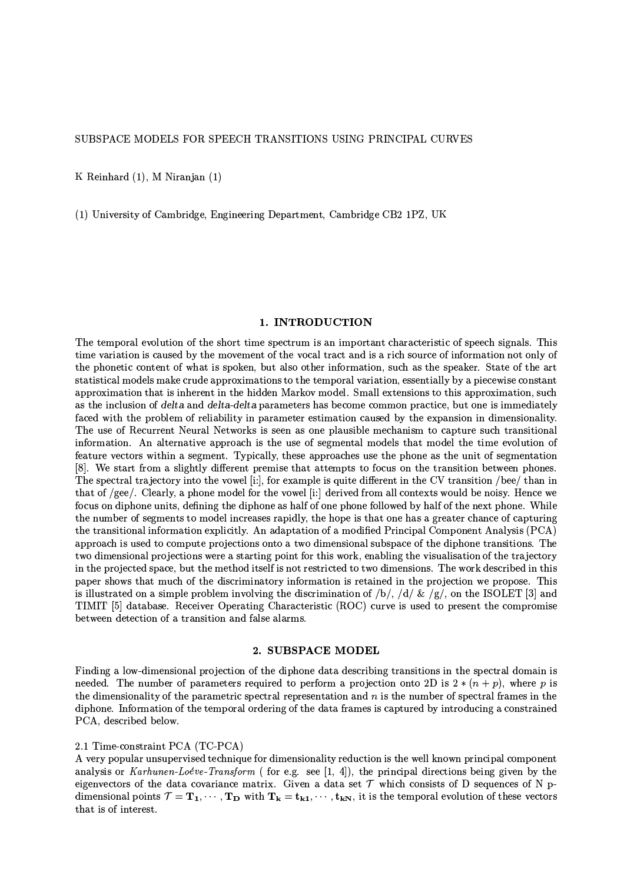# SUBSPACE MODELS FOR SPEECH TRANSITIONS USING PRINCIPAL CURVES

K Reinhard (1), M Niranjan (1)

(1) University of Cambridge, Engineering Department, Cambridge CB2 1PZ, UK

## 1. INTRODUCTION

The temporal evolution of the short time spectrum is an important characteristic of speech signals. This time variation is caused by the movement of the vocal tract and is a rich source of information not only of the phonetic content of what is spoken, but also other information, such as the speaker. State of the art statistical models make crude approximations to the temporal variation, essentially by a piecewise constant approximation that is inherent in the hidden Markov model. Small extensions to this approximation, such as the inclusion of *delta* and *delta-delta* parameters has become common practice, but one is immediately faced with the problem of reliability in parameter estimation caused by the expansion in dimensionality. The use of Recurrent Neural Networks is seen as one plausible mechanism to capture such transitional information. An alternative approach is the use of segmental models that model the time evolution of feature vectors within a segment. Typically, these approaches use the phone as the unit of segmentation [8]. We start from a slightly different premise that attempts to focus on the transition between phones. The spectral trajectory into the vowel [i:], for example is quite different in the CV transition /bee/ than in that of /gee/. Clearly, a phone model for the vowel [i:] derived from all contexts would be noisy. Hence we focus on diphone units, defining the diphone as half of one phone followed by half of the next phone. While the number of segments to model increases rapidly, the hope is that one has a greater chance of capturing the transitional information explicitly. An adaptation of a modified Principal Component Analysis (PCA) approach is used to compute projections onto a two dimensional subspace of the diphone transitions. The two dimensional projections were a starting point for this work, enabling the visualisation of the trajectory in the projected space, but the method itself is not restricted to two dimensions. The work described in this paper shows that much of the discriminatory information is retained in the projection we propose. This is illustrated on a simple problem involving the discrimination of /b/, /d/ & /g/, on the ISOLET [3] and TIMIT [5] database. Receiver Operating Characteristic (ROC) curve is used to present the compromise between detection of a transition and false alarms.

## 2. SUBSPACE MODEL

Finding a low-dimensional projection of the diphone data describing transitions in the spectral domain is needed. The number of parameters required to perform a projection onto 2D is $2*(n+p)$, where $p$ is the dimensionality of the parametric spectral representation and $n$ is the number of spectral frames in the diphone. Information of the temporal ordering of the data frames is captured by introducing a constrained PCA, described below.

### 2.1 Time-constraint PCA (TC-PCA)

A very popular unsupervised technique for dimensionality reduction is the well known principal component analysis or *Karhunen-Loéve-Transform* ( for e.g. see [1, 4]), the principal directions being given by the eigenvectors of the data covariance matrix. Given a data set $\mathcal{T}$ which consists of D sequences of N p-dimensional points $\mathcal{T} = \mathbf{T_1}, \cdots, \mathbf{T_D}$ with $\mathbf{T_k} = \mathbf{t_{k1}}, \cdots, \mathbf{t_{kN}}$, it is the temporal evolution of these vectors that is of interest.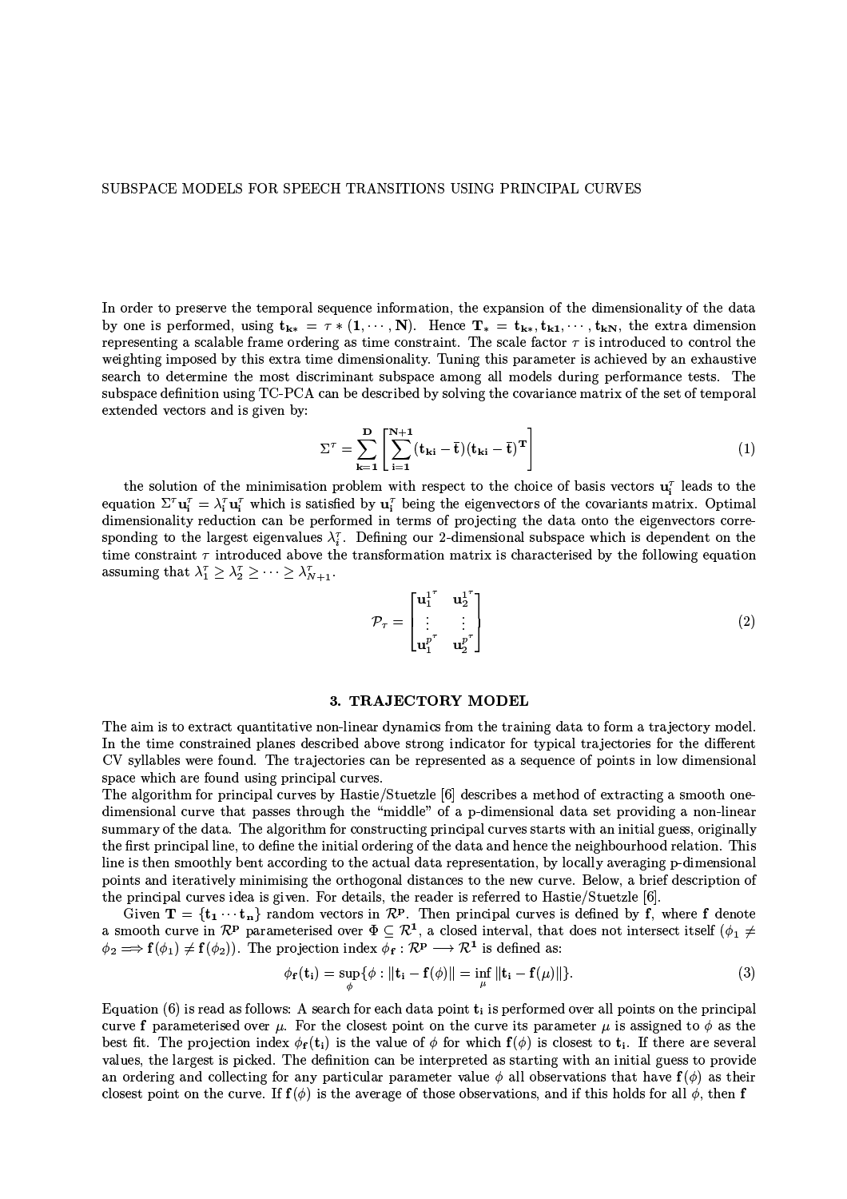In order to preserve the temporal sequence information, the expansion of the dimensionality of the data by one is performed, using $\mathbf{t_{k*}} = \tau * (\mathbf{1}, \cdots, \mathbf{N})$. Hence $\mathbf{T_*} = \mathbf{t_{k*}}, \mathbf{t_{k1}}, \cdots, \mathbf{t_{kN}}$, the extra dimension representing a scalable frame ordering as time constraint. The scale factor $\tau$ is introduced to control the weighting imposed by this extra time dimensionality. Tuning this parameter is achieved by an exhaustive search to determine the most discriminant subspace among all models during performance tests. The subspace definition using TC-PCA can be described by solving the covariance matrix of the set of temporal extended vectors and is given by:

$$\Sigma^{\tau} = \sum_{\mathbf{k=1}}^{\mathbf{D}} \left[ \sum_{\mathbf{i=1}}^{\mathbf{N+1}} (\mathbf{t_{ki}} - \bar{\mathbf{t}})(\mathbf{t_{ki}} - \bar{\mathbf{t}})^{\mathbf{T}} \right] \tag{1}$$

the solution of the minimisation problem with respect to the choice of basis vectors $\mathbf{u}_{\mathbf{i}}^{\tau}$ leads to the equation $\Sigma^{\tau}\mathbf{u}_{\mathbf{i}}^{\tau} = \lambda_{\mathbf{i}}^{\tau}\mathbf{u}_{\mathbf{i}}^{\tau}$ which is satisfied by $\mathbf{u}_{\mathbf{i}}^{\tau}$ being the eigenvectors of the covariants matrix. Optimal dimensionality reduction can be performed in terms of projecting the data onto the eigenvectors corresponding to the largest eigenvalues $\lambda_{i}^{\tau}$. Defining our 2-dimensional subspace which is dependent on the time constraint $\tau$ introduced above the transformation matrix is characterised by the following equation assuming that $\lambda_1^{\tau} \geq \lambda_2^{\tau} \geq \cdots \geq \lambda_{N+1}^{\tau}$.

$$\mathcal{P}_{\tau} = \begin{bmatrix} \mathbf{u}_1^{1^{\tau}} & \mathbf{u}_2^{1^{\tau}} \\ \vdots & \vdots \\ \mathbf{u}_1^{p^{\tau}} & \mathbf{u}_2^{p^{\tau}} \end{bmatrix} \tag{2}$$

## 3. TRAJECTORY MODEL

The aim is to extract quantitative non-linear dynamics from the training data to form a trajectory model. In the time constrained planes described above strong indicator for typical trajectories for the different CV syllables were found. The trajectories can be represented as a sequence of points in low dimensional space which are found using principal curves.

The algorithm for principal curves by Hastie/Stuetzle [6] describes a method of extracting a smooth one-dimensional curve that passes through the "middle" of a p-dimensional data set providing a non-linear summary of the data. The algorithm for constructing principal curves starts with an initial guess, originally the first principal line, to define the initial ordering of the data and hence the neighbourhood relation. This line is then smoothly bent according to the actual data representation, by locally averaging p-dimensional points and iteratively minimising the orthogonal distances to the new curve. Below, a brief description of the principal curves idea is given. For details, the reader is referred to Hastie/Stuetzle [6].

Given $\mathbf{T} = \{\mathbf{t_1} \cdots \mathbf{t_n}\}$ random vectors in $\mathcal{R}^{\mathbf{p}}$. Then principal curves is defined by $\mathbf{f}$, where $\mathbf{f}$ denote a smooth curve in $\mathcal{R}^{\mathbf{p}}$ parameterised over $\Phi \subseteq \mathcal{R}^{\mathbf{1}}$, a closed interval, that does not intersect itself ($\phi_1 \neq \phi_2 \Longrightarrow \mathbf{f}(\phi_1) \neq \mathbf{f}(\phi_2)$). The projection index $\phi_{\mathbf{f}} : \mathcal{R}^{\mathbf{p}} \longrightarrow \mathcal{R}^{\mathbf{1}}$ is defined as:

$$\phi_{\mathbf{f}}(\mathbf{t_i}) = \sup_{\phi} \{\phi : \|\mathbf{t_i} - \mathbf{f}(\phi)\| = \inf_{\mu} \|\mathbf{t_i} - \mathbf{f}(\mu)\|\}. \tag{3}$$

Equation (6) is read as follows: A search for each data point $\mathbf{t_i}$ is performed over all points on the principal curve $\mathbf{f}$ parameterised over $\mu$. For the closest point on the curve its parameter $\mu$ is assigned to $\phi$ as the best fit. The projection index $\phi_{\mathbf{f}}(\mathbf{t_i})$ is the value of $\phi$ for which $\mathbf{f}(\phi)$ is closest to $\mathbf{t_i}$. If there are several values, the largest is picked. The definition can be interpreted as starting with an initial guess to provide an ordering and collecting for any particular parameter value $\phi$ all observations that have $\mathbf{f}(\phi)$ as their closest point on the curve. If $\mathbf{f}(\phi)$ is the average of those observations, and if this holds for all $\phi$, then $\mathbf{f}$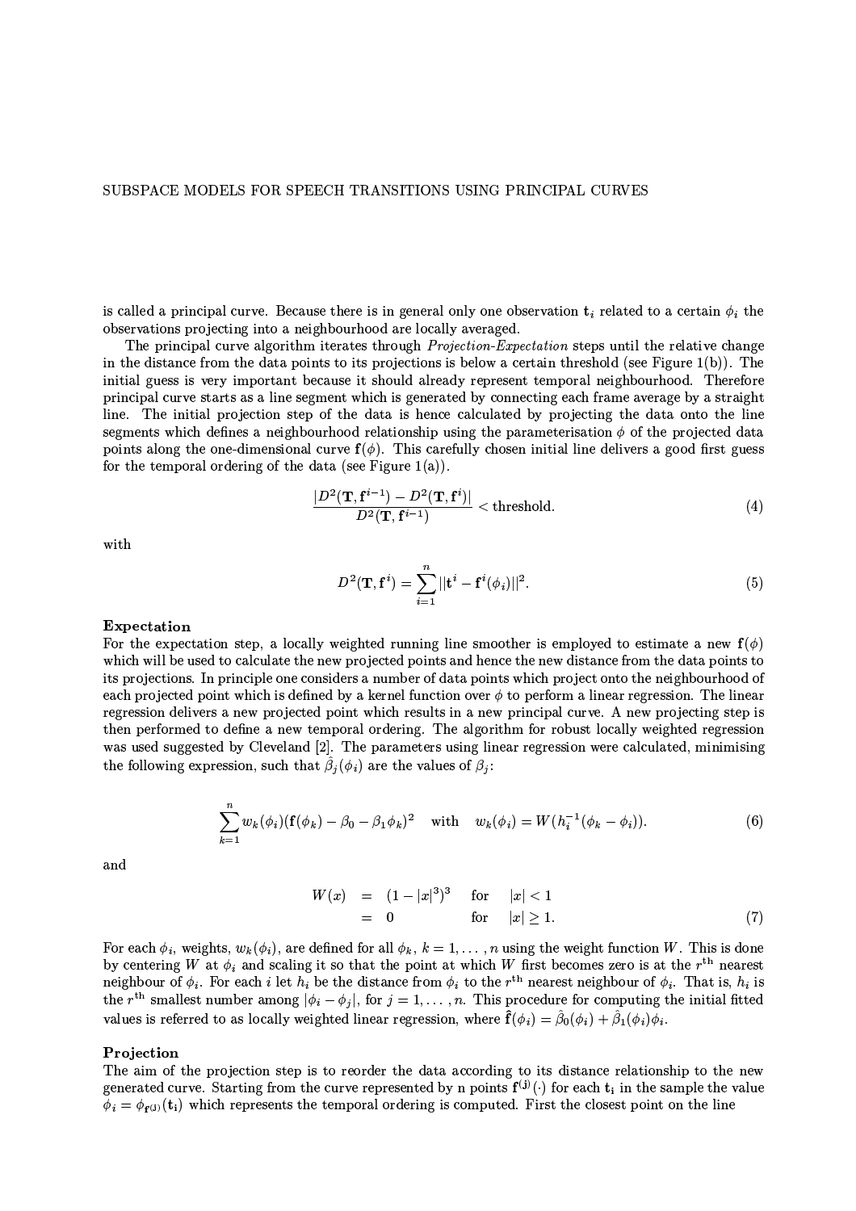is called a principal curve. Because there is in general only one observation $\mathbf{t}_i$ related to a certain $\phi_i$ the observations projecting into a neighbourhood are locally averaged.

The principal curve algorithm iterates through *Projection-Expectation* steps until the relative change in the distance from the data points to its projections is below a certain threshold (see Figure 1(b)). The initial guess is very important because it should already represent temporal neighbourhood. Therefore principal curve starts as a line segment which is generated by connecting each frame average by a straight line. The initial projection step of the data is hence calculated by projecting the data onto the line segments which defines a neighbourhood relationship using the parameterisation $\phi$ of the projected data points along the one-dimensional curve $\mathbf{f}(\phi)$. This carefully chosen initial line delivers a good first guess for the temporal ordering of the data (see Figure 1(a)).

$$\frac{|D^2(\mathbf{T}, \mathbf{f}^{i-1}) - D^2(\mathbf{T}, \mathbf{f}^i)|}{D^2(\mathbf{T}, \mathbf{f}^{i-1})} < \text{threshold}. \tag{4}$$

with

$$D^2(\mathbf{T}, \mathbf{f}^i) = \sum_{i=1}^{n} ||\mathbf{t}^i - \mathbf{f}^i(\phi_i)||^2. \tag{5}$$

**Expectation**

For the expectation step, a locally weighted running line smoother is employed to estimate a new $\mathbf{f}(\phi)$ which will be used to calculate the new projected points and hence the new distance from the data points to its projections. In principle one considers a number of data points which project onto the neighbourhood of each projected point which is defined by a kernel function over $\phi$ to perform a linear regression. The linear regression delivers a new projected point which results in a new principal curve. A new projecting step is then performed to define a new temporal ordering. The algorithm for robust locally weighted regression was used suggested by Cleveland [2]. The parameters using linear regression were calculated, minimising the following expression, such that $\hat{\beta}_j(\phi_i)$ are the values of $\beta_j$:

$$\sum_{k=1}^{n} w_k(\phi_i)(\mathbf{f}(\phi_k) - \beta_0 - \beta_1\phi_k)^2 \quad \text{with} \quad w_k(\phi_i) = W(h_i^{-1}(\phi_k - \phi_i)). \tag{6}$$

and

$$\begin{aligned} W(x) &= (1 - |x|^3)^3 \quad \text{for} \quad |x| < 1 \\ &= 0 \qquad\qquad\quad \text{for} \quad |x| \geq 1. \end{aligned} \tag{7}$$

For each $\phi_i$, weights, $w_k(\phi_i)$, are defined for all $\phi_k$, $k = 1, \ldots, n$ using the weight function $W$. This is done by centering $W$ at $\phi_i$ and scaling it so that the point at which $W$ first becomes zero is at the $r^{\text{th}}$ nearest neighbour of $\phi_i$. For each $i$ let $h_i$ be the distance from $\phi_i$ to the $r^{\text{th}}$ nearest neighbour of $\phi_i$. That is, $h_i$ is the $r^{\text{th}}$ smallest number among $|\phi_i - \phi_j|$, for $j = 1, \ldots, n$. This procedure for computing the initial fitted values is referred to as locally weighted linear regression, where $\hat{\mathbf{f}}(\phi_i) = \hat{\beta}_0(\phi_i) + \hat{\beta}_1(\phi_i)\phi_i$.

**Projection**

The aim of the projection step is to reorder the data according to its distance relationship to the new generated curve. Starting from the curve represented by n points $\mathbf{f}^{(\mathbf{j})}(\cdot)$ for each $\mathbf{t_i}$ in the sample the value $\phi_i = \phi_{\mathbf{f}^{(\mathbf{j})}}(\mathbf{t_i})$ which represents the temporal ordering is computed. First the closest point on the line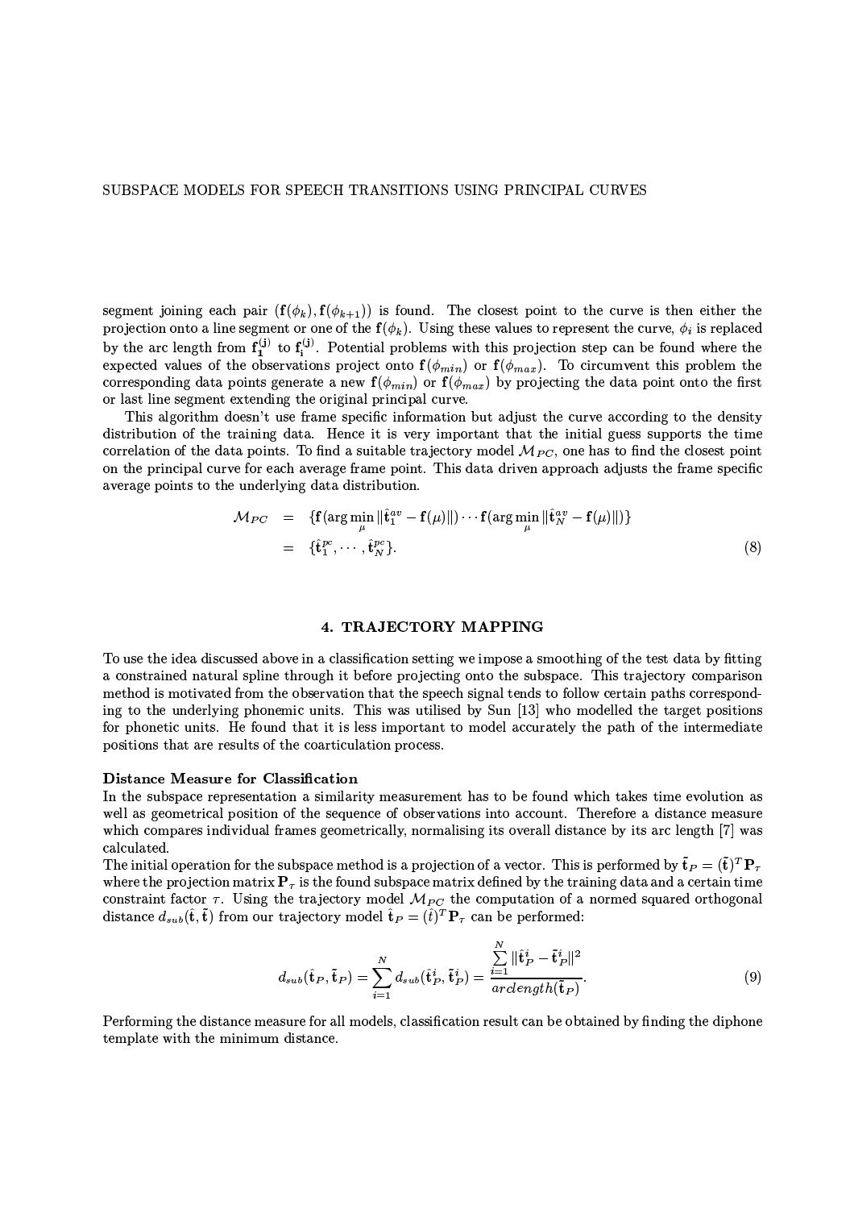segment joining each pair $(\mathbf{f}(\phi_k), \mathbf{f}(\phi_{k+1}))$ is found. The closest point to the curve is then either the projection onto a line segment or one of the $\mathbf{f}(\phi_k)$. Using these values to represent the curve, $\phi_i$ is replaced by the arc length from $\mathbf{f}_1^{(j)}$ to $\mathbf{f}_i^{(j)}$. Potential problems with this projection step can be found where the expected values of the observations project onto $\mathbf{f}(\phi_{min})$ or $\mathbf{f}(\phi_{max})$. To circumvent this problem the corresponding data points generate a new $\mathbf{f}(\phi_{min})$ or $\mathbf{f}(\phi_{max})$ by projecting the data point onto the first or last line segment extending the original principal curve.

This algorithm doesn't use frame specific information but adjust the curve according to the density distribution of the training data. Hence it is very important that the initial guess supports the time correlation of the data points. To find a suitable trajectory model $\mathcal{M}_{PC}$, one has to find the closest point on the principal curve for each average frame point. This data driven approach adjusts the frame specific average points to the underlying data distribution.

$$
\begin{aligned}
\mathcal{M}_{PC} &= \{\mathbf{f}(\arg\min_{\mu} \|\hat{\mathbf{t}}_1^{av} - \mathbf{f}(\mu)\|) \cdots \mathbf{f}(\arg\min_{\mu} \|\hat{\mathbf{t}}_N^{av} - \mathbf{f}(\mu)\|)\} \\
&= \{\hat{\mathbf{t}}_1^{pc}, \cdots, \hat{\mathbf{t}}_N^{pc}\}. \qquad (8)
\end{aligned}
$$

## 4. TRAJECTORY MAPPING

To use the idea discussed above in a classification setting we impose a smoothing of the test data by fitting a constrained natural spline through it before projecting onto the subspace. This trajectory comparison method is motivated from the observation that the speech signal tends to follow certain paths corresponding to the underlying phonemic units. This was utilised by Sun [13] who modelled the target positions for phonetic units. He found that it is less important to model accurately the path of the intermediate positions that are results of the coarticulation process.

### Distance Measure for Classification

In the subspace representation a similarity measurement has to be found which takes time evolution as well as geometrical position of the sequence of observations into account. Therefore a distance measure which compares individual frames geometrically, normalising its overall distance by its arc length [7] was calculated.

The initial operation for the subspace method is a projection of a vector. This is performed by $\tilde{\mathbf{t}}_P = (\tilde{\mathbf{t}})^T \mathbf{P}_\tau$ where the projection matrix $\mathbf{P}_\tau$ is the found subspace matrix defined by the training data and a certain time constraint factor $\tau$. Using the trajectory model $\mathcal{M}_{PC}$ the computation of a normed squared orthogonal distance $d_{sub}(\hat{\mathbf{t}}, \tilde{\mathbf{t}})$ from our trajectory model $\hat{\mathbf{t}}_P = (\hat{t})^T \mathbf{P}_\tau$ can be performed:

$$
d_{sub}(\hat{\mathbf{t}}_P, \tilde{\mathbf{t}}_P) = \sum_{i=1}^{N} d_{sub}(\hat{\mathbf{t}}_P^i, \tilde{\mathbf{t}}_P^i) = \frac{\sum_{i=1}^{N} \|\hat{\mathbf{t}}_P^i - \tilde{\mathbf{t}}_P^i\|^2}{arclength(\tilde{\mathbf{t}}_P)}. \qquad (9)
$$

Performing the distance measure for all models, classification result can be obtained by finding the diphone template with the minimum distance.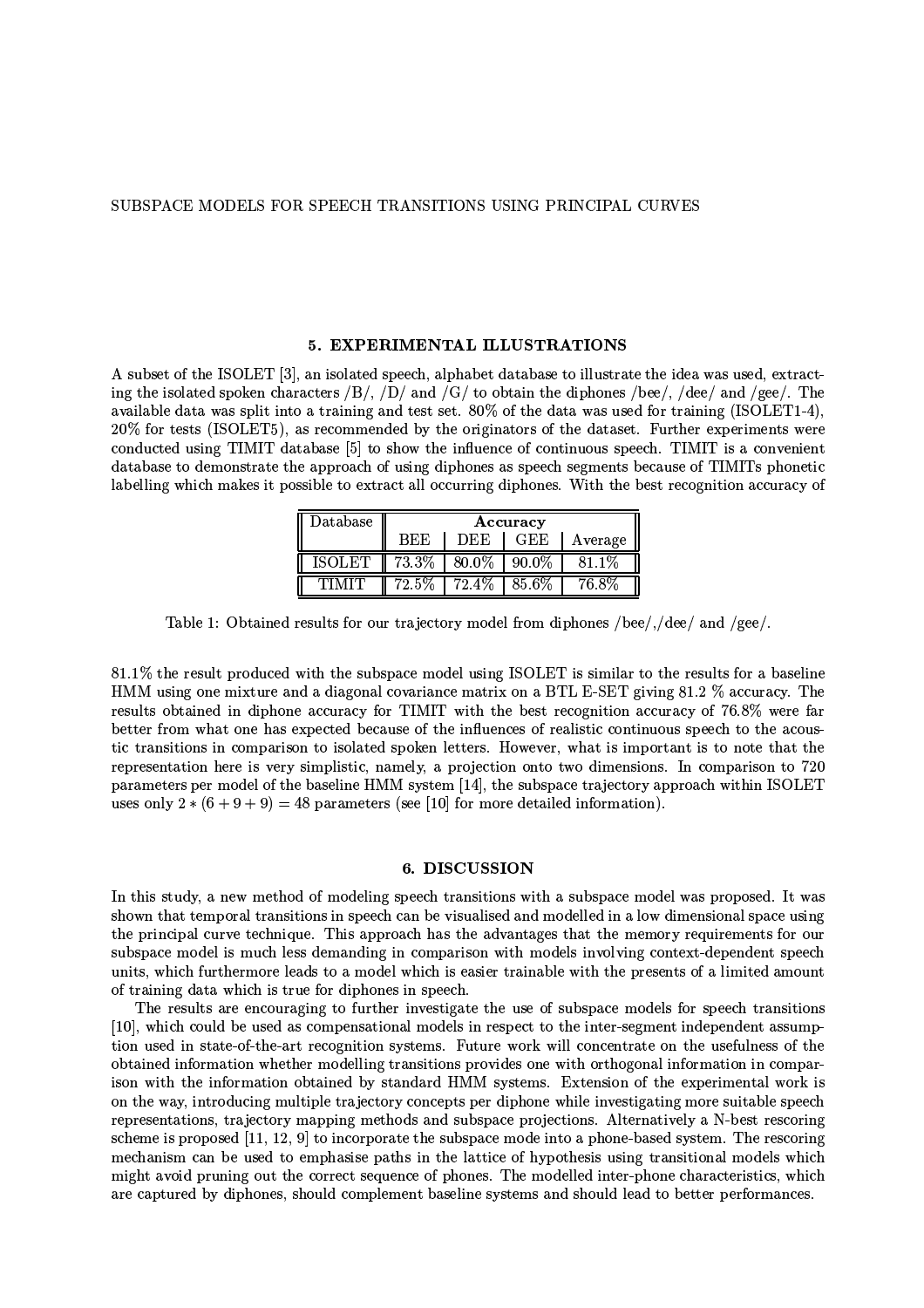## 5. EXPERIMENTAL ILLUSTRATIONS

A subset of the ISOLET [3], an isolated speech, alphabet database to illustrate the idea was used, extracting the isolated spoken characters /B/, /D/ and /G/ to obtain the diphones /bee/, /dee/ and /gee/. The available data was split into a training and test set. 80% of the data was used for training (ISOLET1-4), 20% for tests (ISOLET5), as recommended by the originators of the dataset. Further experiments were conducted using TIMIT database [5] to show the influence of continuous speech. TIMIT is a convenient database to demonstrate the approach of using diphones as speech segments because of TIMITs phonetic labelling which makes it possible to extract all occurring diphones. With the best recognition accuracy of 81.1% the result produced with the subspace model using ISOLET is similar to the results for a baseline HMM using one mixture and a diagonal covariance matrix on a BTL E-SET giving 81.2 % accuracy. The results obtained in diphone accuracy for TIMIT with the best recognition accuracy of 76.8% were far better from what one has expected because of the influences of realistic continuous speech to the acoustic transitions in comparison to isolated spoken letters. However, what is important is to note that the representation here is very simplistic, namely, a projection onto two dimensions. In comparison to 720 parameters per model of the baseline HMM system [14], the subspace trajectory approach within ISOLET uses only $2 * (6 + 9 + 9) = 48$ parameters (see [10] for more detailed information).

| Database | **Accuracy** | | | |
|---|---|---|---|---|
| | BEE | DEE | GEE | Average |
| ISOLET | 73.3% | 80.0% | 90.0% | 81.1% |
| TIMIT | 72.5% | 72.4% | 85.6% | 76.8% |

Table 1: Obtained results for our trajectory model from diphones /bee/,/dee/ and /gee/.

## 6. DISCUSSION

In this study, a new method of modeling speech transitions with a subspace model was proposed. It was shown that temporal transitions in speech can be visualised and modelled in a low dimensional space using the principal curve technique. This approach has the advantages that the memory requirements for our subspace model is much less demanding in comparison with models involving context-dependent speech units, which furthermore leads to a model which is easier trainable with the presents of a limited amount of training data which is true for diphones in speech.

The results are encouraging to further investigate the use of subspace models for speech transitions [10], which could be used as compensational models in respect to the inter-segment independent assumption used in state-of-the-art recognition systems. Future work will concentrate on the usefulness of the obtained information whether modelling transitions provides one with orthogonal information in comparison with the information obtained by standard HMM systems. Extension of the experimental work is on the way, introducing multiple trajectory concepts per diphone while investigating more suitable speech representations, trajectory mapping methods and subspace projections. Alternatively a N-best rescoring scheme is proposed [11, 12, 9] to incorporate the subspace mode into a phone-based system. The rescoring mechanism can be used to emphasise paths in the lattice of hypothesis using transitional models which might avoid pruning out the correct sequence of phones. The modelled inter-phone characteristics, which are captured by diphones, should complement baseline systems and should lead to better performances.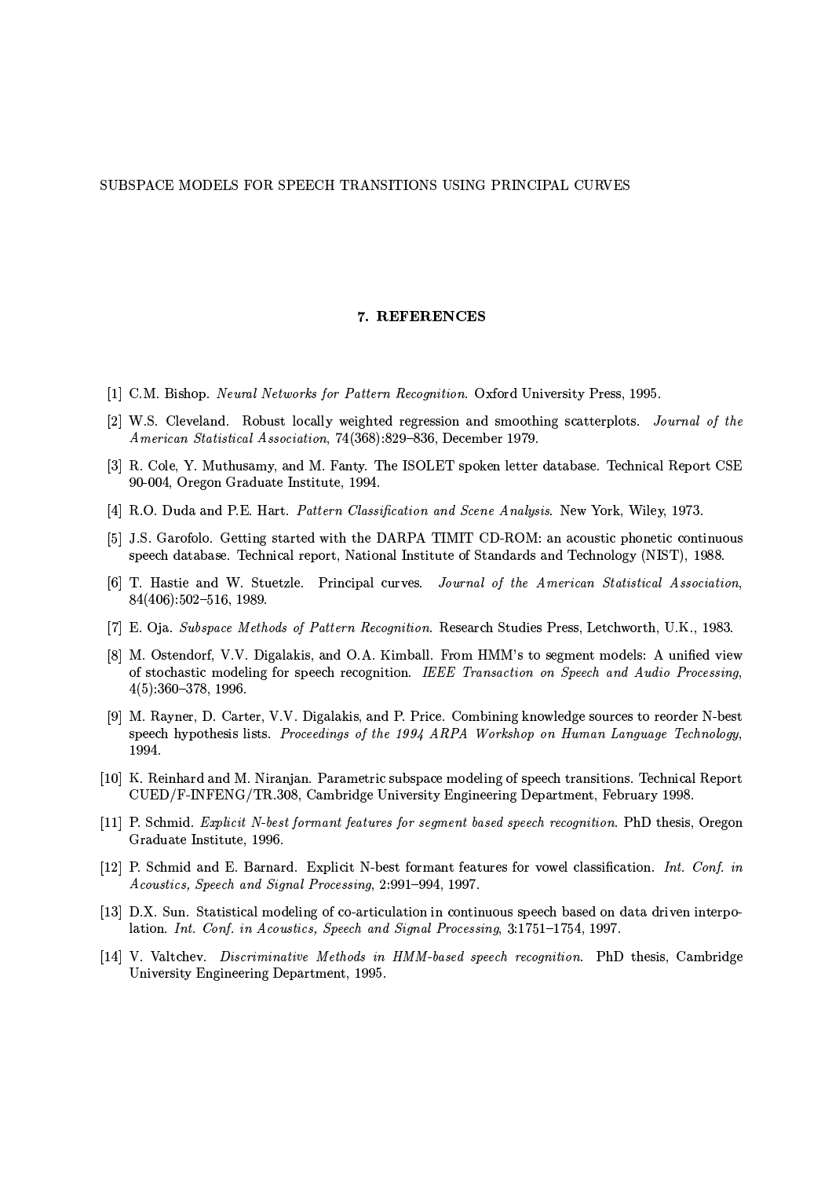## 7. REFERENCES

[1] C.M. Bishop. *Neural Networks for Pattern Recognition*. Oxford University Press, 1995.

[2] W.S. Cleveland. Robust locally weighted regression and smoothing scatterplots. *Journal of the American Statistical Association*, 74(368):829–836, December 1979.

[3] R. Cole, Y. Muthusamy, and M. Fanty. The ISOLET spoken letter database. Technical Report CSE 90-004, Oregon Graduate Institute, 1994.

[4] R.O. Duda and P.E. Hart. *Pattern Classification and Scene Analysis*. New York, Wiley, 1973.

[5] J.S. Garofolo. Getting started with the DARPA TIMIT CD-ROM: an acoustic phonetic continuous speech database. Technical report, National Institute of Standards and Technology (NIST), 1988.

[6] T. Hastie and W. Stuetzle. Principal curves. *Journal of the American Statistical Association*, 84(406):502–516, 1989.

[7] E. Oja. *Subspace Methods of Pattern Recognition*. Research Studies Press, Letchworth, U.K., 1983.

[8] M. Ostendorf, V.V. Digalakis, and O.A. Kimball. From HMM's to segment models: A unified view of stochastic modeling for speech recognition. *IEEE Transaction on Speech and Audio Processing*, 4(5):360–378, 1996.

[9] M. Rayner, D. Carter, V.V. Digalakis, and P. Price. Combining knowledge sources to reorder N-best speech hypothesis lists. *Proceedings of the 1994 ARPA Workshop on Human Language Technology*, 1994.

[10] K. Reinhard and M. Niranjan. Parametric subspace modeling of speech transitions. Technical Report CUED/F-INFENG/TR.308, Cambridge University Engineering Department, February 1998.

[11] P. Schmid. *Explicit N-best formant features for segment based speech recognition*. PhD thesis, Oregon Graduate Institute, 1996.

[12] P. Schmid and E. Barnard. Explicit N-best formant features for vowel classification. *Int. Conf. in Acoustics, Speech and Signal Processing*, 2:991–994, 1997.

[13] D.X. Sun. Statistical modeling of co-articulation in continuous speech based on data driven interpolation. *Int. Conf. in Acoustics, Speech and Signal Processing*, 3:1751–1754, 1997.

[14] V. Valtchev. *Discriminative Methods in HMM-based speech recognition*. PhD thesis, Cambridge University Engineering Department, 1995.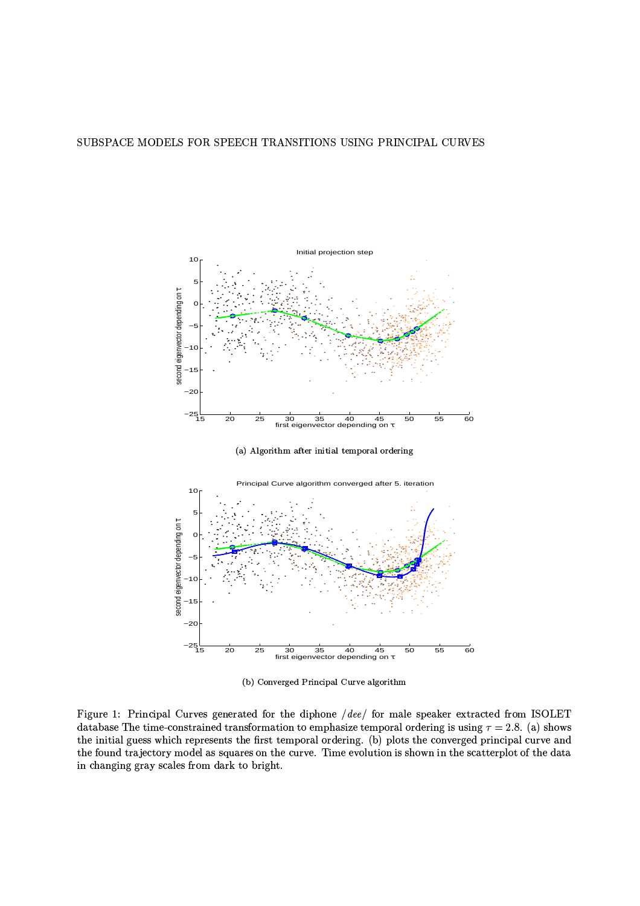(a) Algorithm after initial temporal ordering

(b) Converged Principal Curve algorithm

Figure 1: Principal Curves generated for the diphone /*dee*/ for male speaker extracted from ISOLET database The time-constrained transformation to emphasize temporal ordering is using $\tau = 2.8$. (a) shows the initial guess which represents the first temporal ordering. (b) plots the converged principal curve and the found trajectory model as squares on the curve. Time evolution is shown in the scatterplot of the data in changing gray scales from dark to bright.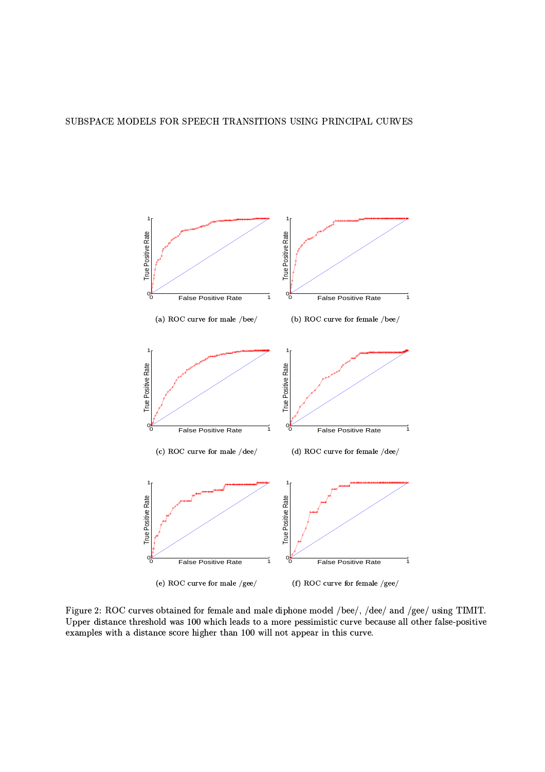True Positive Rate

False Positive Rate

0

1

0

1

(a) ROC curve for male /bee/

True Positive Rate

False Positive Rate

0

1

0

1

(b) ROC curve for female /bee/

True Positive Rate

False Positive Rate

0

1

0

1

(c) ROC curve for male /dee/

True Positive Rate

False Positive Rate

0

1

0

1

(d) ROC curve for female /dee/

True Positive Rate

False Positive Rate

0

1

0

1

(e) ROC curve for male /gee/

True Positive Rate

False Positive Rate

0

1

0

1

(f) ROC curve for female /gee/

Figure 2: ROC curves obtained for female and male diphone model /bee/, /dee/ and /gee/ using TIMIT. Upper distance threshold was 100 which leads to a more pessimistic curve because all other false-positive examples with a distance score higher than 100 will not appear in this curve.